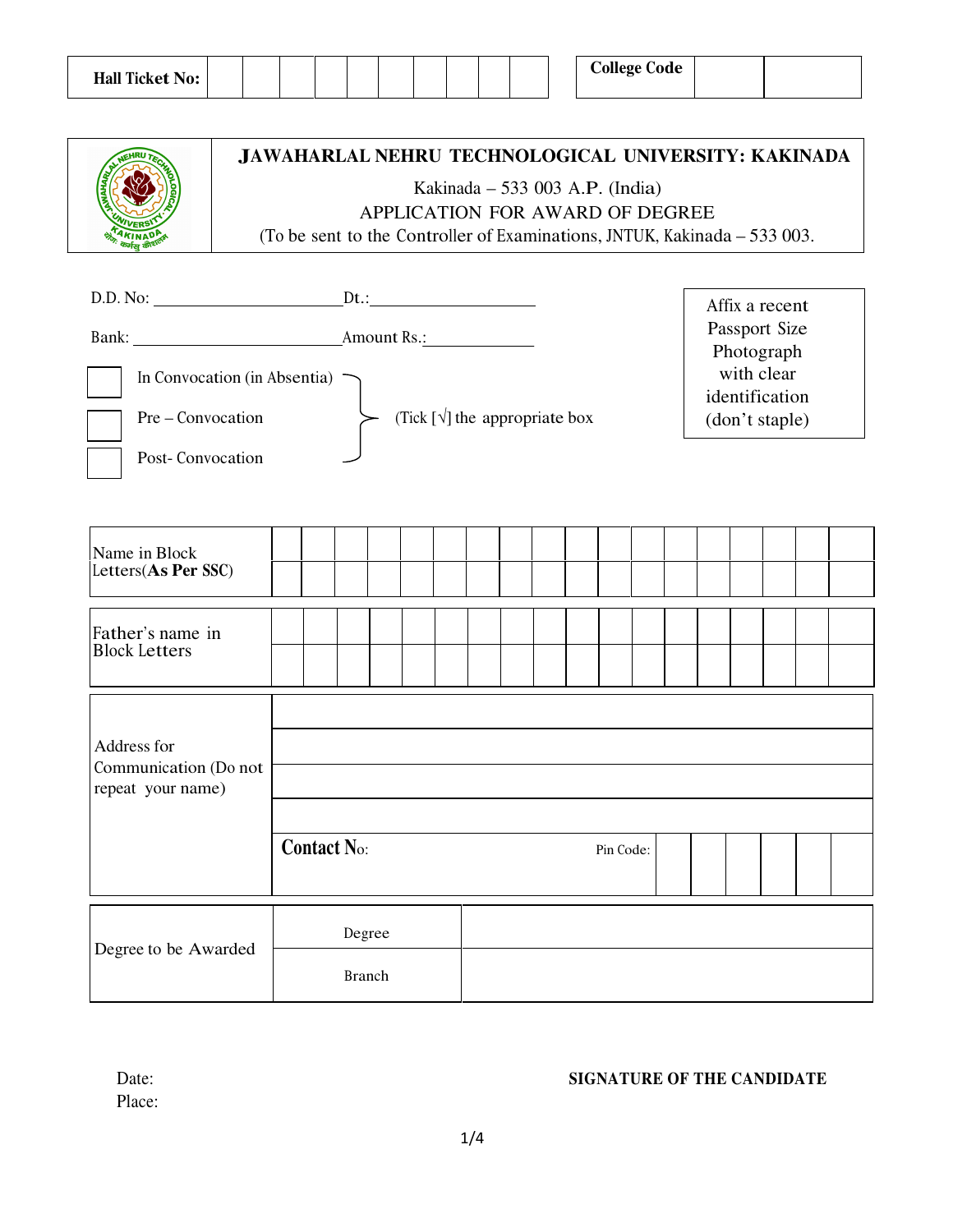| Hall Ticket No: | | | | | | | | | | |
|---|---|---|---|---|---|---|---|---|---|---|

| College Code | | |
|---|---|---|

# JAWAHARLAL NEHRU TECHNOLOGICAL UNIVERSITY: KAKINADA

Kakinada – 533 003 A.P. (India)

APPLICATION FOR AWARD OF DEGREE

(To be sent to the Controller of Examinations, JNTUK, Kakinada – 533 003.

D.D. No: ______________________ Dt.: ____________________

Bank: _________________________ Amount Rs.: _____________

Affix a recent Passport Size Photograph with clear identification (don't staple)

- [ ] In Convocation (in Absentia)
- [ ] Pre – Convocation
- [ ] Post- Convocation

(Tick [√] the appropriate box)

| Name in Block Letters(**As Per SSC**) | |
|---|---|
| | |

| Father's name in Block Letters | |
|---|---|
| | |

| Address for Communication (Do not repeat your name) | |
|---|---|
| | |
| | |
| | |
| | **Contact No:** Pin Code: |

| Degree to be Awarded | Degree | |
|---|---|---|
| | Branch | |

Date:

Place:

**SIGNATURE OF THE CANDIDATE**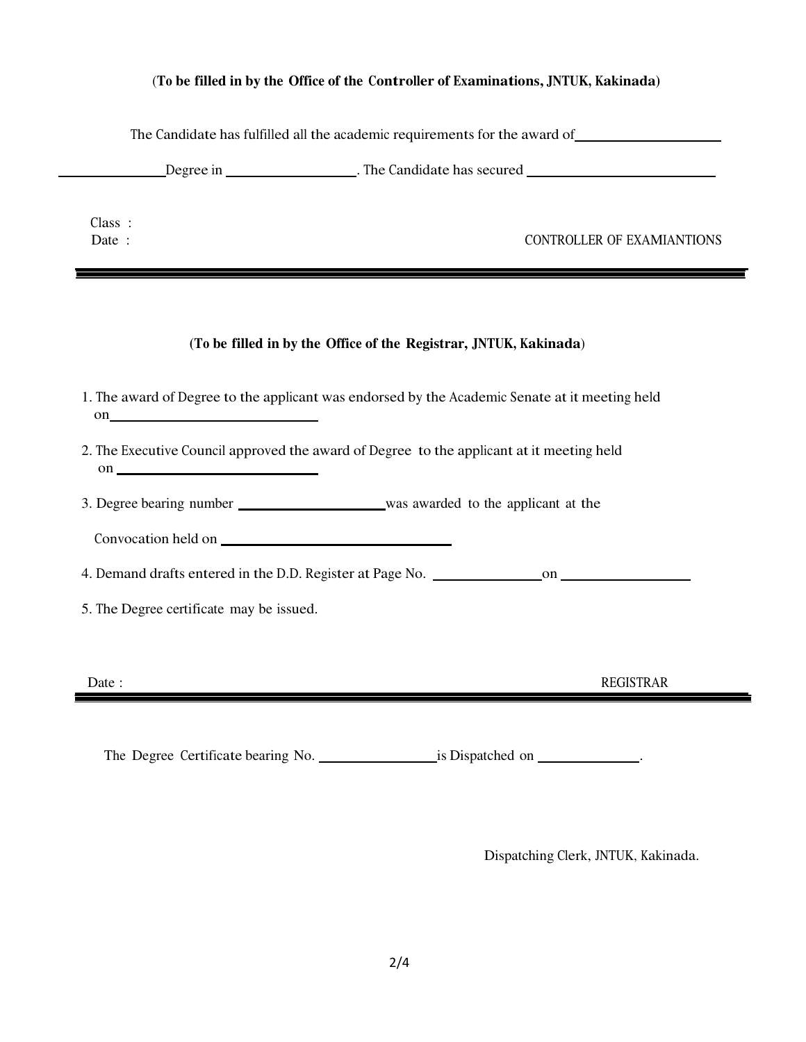(**To be filled in by the Office of the Controller of Examinations, JNTUK, Kakinada**)

The Candidate has fulfilled all the academic requirements for the award of ____________________

______________ Degree in __________________. The Candidate has secured ___________________________

Class :
Date :

CONTROLLER OF EXAMIANTIONS

---

**(To be filled in by the Office of the Registrar, JNTUK, Kakinada)**

1. The award of Degree to the applicant was endorsed by the Academic Senate at it meeting held on____________________________
2. The Executive Council approved the award of Degree to the applicant at it meeting held on ____________________________
3. Degree bearing number _____________________was awarded to the applicant at the Convocation held on ________________________________
4. Demand drafts entered in the D.D. Register at Page No. _______________on __________________
5. The Degree certificate may be issued.

Date :

REGISTRAR

---

The Degree Certificate bearing No. _________________is Dispatched on ______________.

Dispatching Clerk, JNTUK, Kakinada.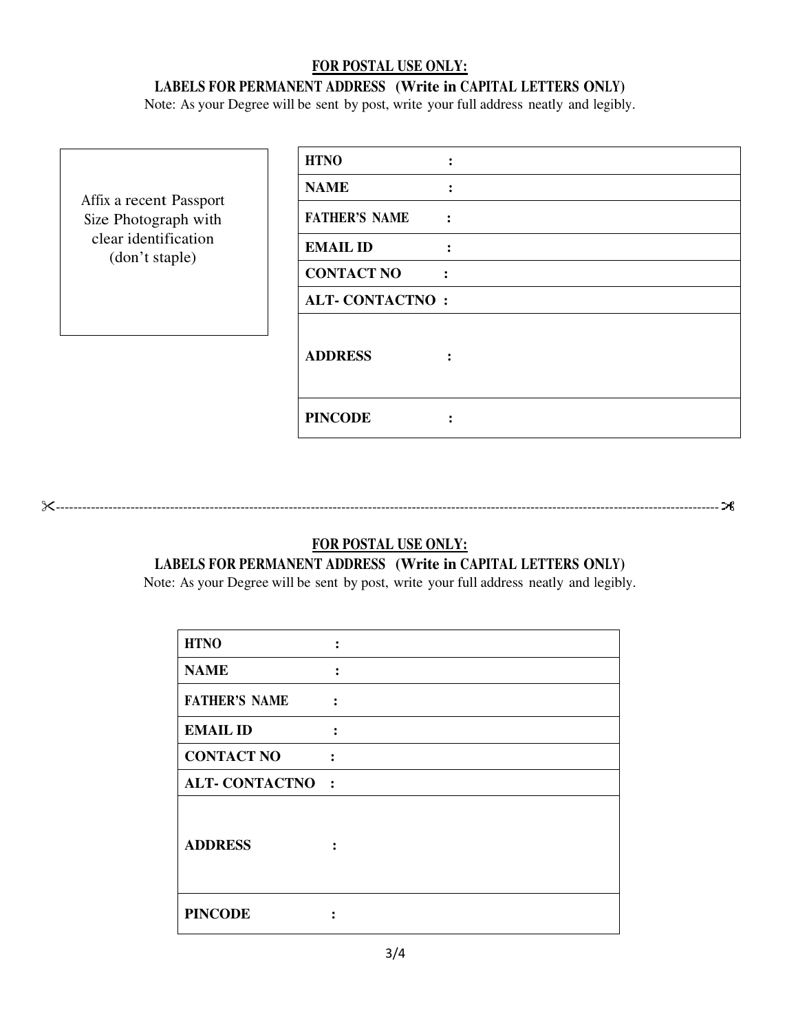**FOR POSTAL USE ONLY:**

**LABELS FOR PERMANENT ADDRESS (Write in CAPITAL LETTERS ONLY)**

Note: As your Degree will be sent by post, write your full address neatly and legibly.

Affix a recent Passport Size Photograph with clear identification (don't staple)

| | |
|---|---|
| **HTNO** | **:** |
| **NAME** | **:** |
| **FATHER'S NAME** | **:** |
| **EMAIL ID** | **:** |
| **CONTACT NO** | **:** |
| **ALT- CONTACTNO** | **:** |
| **ADDRESS** | **:** |
| **PINCODE** | **:** |

✂------------------------------------------------------------------------------------------------------------------------✂

**FOR POSTAL USE ONLY:**

**LABELS FOR PERMANENT ADDRESS (Write in CAPITAL LETTERS ONLY)**

Note: As your Degree will be sent by post, write your full address neatly and legibly.

| | |
|---|---|
| **HTNO** | **:** |
| **NAME** | **:** |
| **FATHER'S NAME** | **:** |
| **EMAIL ID** | **:** |
| **CONTACT NO** | **:** |
| **ALT- CONTACTNO** | **:** |
| **ADDRESS** | **:** |
| **PINCODE** | **:** |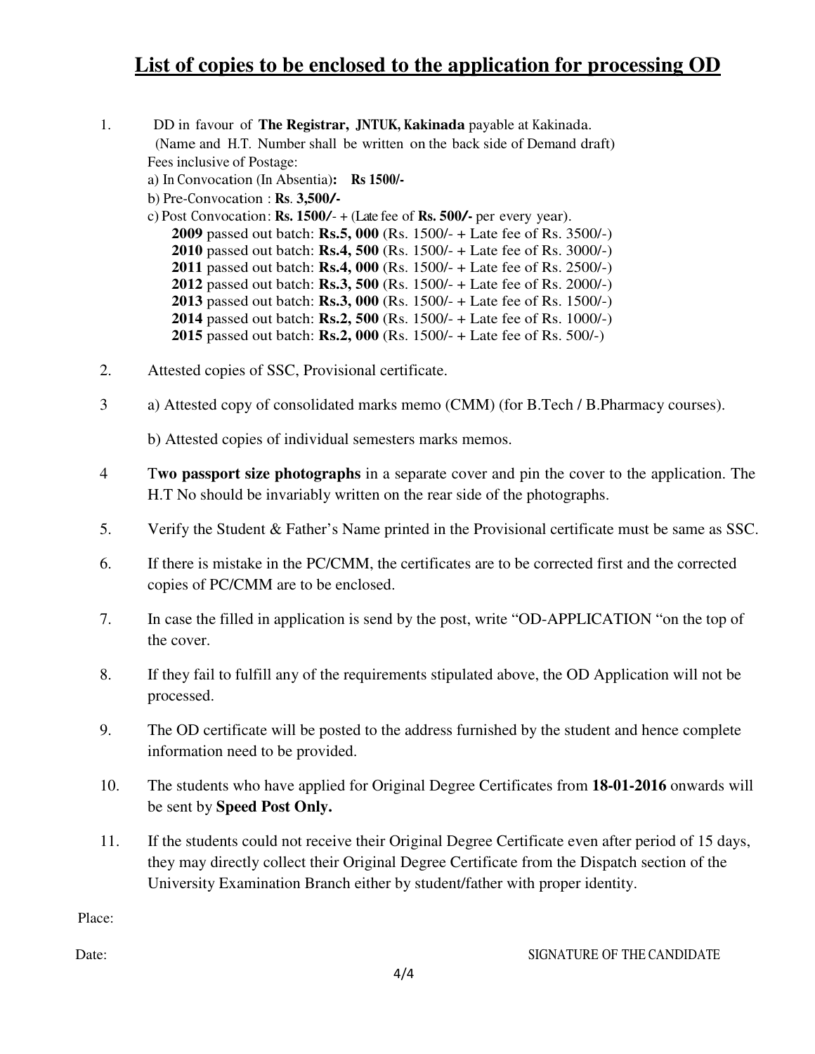# List of copies to be enclosed to the application for processing OD

1. DD in favour of **The Registrar, JNTUK, Kakinada** payable at Kakinada.
   (Name and H.T. Number shall be written on the back side of Demand draft)
   Fees inclusive of Postage:
   a) In Convocation (In Absentia)**: Rs 1500/-**
   b) Pre-Convocation : **Rs**. **3,500/-**
   c) Post Convocation: **Rs. 1500/-** + (Late fee of **Rs. 500/-** per every year).
   **2009** passed out batch: **Rs.5, 000** (Rs. 1500/- + Late fee of Rs. 3500/-)
   **2010** passed out batch: **Rs.4, 500** (Rs. 1500/- + Late fee of Rs. 3000/-)
   **2011** passed out batch: **Rs.4, 000** (Rs. 1500/- + Late fee of Rs. 2500/-)
   **2012** passed out batch: **Rs.3, 500** (Rs. 1500/- + Late fee of Rs. 2000/-)
   **2013** passed out batch: **Rs.3, 000** (Rs. 1500/- + Late fee of Rs. 1500/-)
   **2014** passed out batch: **Rs.2, 500** (Rs. 1500/- + Late fee of Rs. 1000/-)
   **2015** passed out batch: **Rs.2, 000** (Rs. 1500/- + Late fee of Rs. 500/-)

2. Attested copies of SSC, Provisional certificate.

3. a) Attested copy of consolidated marks memo (CMM) (for B.Tech / B.Pharmacy courses).

   b) Attested copies of individual semesters marks memos.

4. T**wo passport size photographs** in a separate cover and pin the cover to the application. The H.T No should be invariably written on the rear side of the photographs.

5. Verify the Student & Father's Name printed in the Provisional certificate must be same as SSC.

6. If there is mistake in the PC/CMM, the certificates are to be corrected first and the corrected copies of PC/CMM are to be enclosed.

7. In case the filled in application is send by the post, write "OD-APPLICATION "on the top of the cover.

8. If they fail to fulfill any of the requirements stipulated above, the OD Application will not be processed.

9. The OD certificate will be posted to the address furnished by the student and hence complete information need to be provided.

10. The students who have applied for Original Degree Certificates from **18-01-2016** onwards will be sent by **Speed Post Only.**

11. If the students could not receive their Original Degree Certificate even after period of 15 days, they may directly collect their Original Degree Certificate from the Dispatch section of the University Examination Branch either by student/father with proper identity.

Place:

Date: SIGNATURE OF THE CANDIDATE